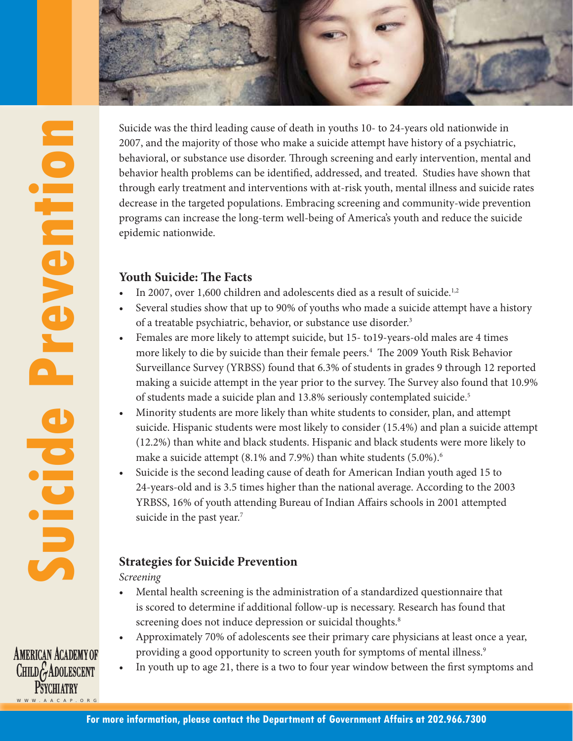# Suicide Prevention

Suicide was the third leading cause of death in youths 10- to 24-years old nationwide in 2007, and the majority of those who make a suicide attempt have history of a psychiatric, behavioral, or substance use disorder. Through screening and early intervention, mental and behavior health problems can be identified, addressed, and treated. Studies have shown that through early treatment and interventions with at-risk youth, mental illness and suicide rates decrease in the targeted populations. Embracing screening and community-wide prevention programs can increase the long-term well-being of America's youth and reduce the suicide epidemic nationwide.

## Youth Suicide: The Facts

- In 2007, over 1,600 children and adolescents died as a result of suicide.[1,2]
- Several studies show that up to 90% of youths who made a suicide attempt have a history of a treatable psychiatric, behavior, or substance use disorder.[3]
- Females are more likely to attempt suicide, but 15- to19-years-old males are 4 times more likely to die by suicide than their female peers.[4] The 2009 Youth Risk Behavior Surveillance Survey (YRBSS) found that 6.3% of students in grades 9 through 12 reported making a suicide attempt in the year prior to the survey. The Survey also found that 10.9% of students made a suicide plan and 13.8% seriously contemplated suicide.[5]
- Minority students are more likely than white students to consider, plan, and attempt suicide. Hispanic students were most likely to consider (15.4%) and plan a suicide attempt (12.2%) than white and black students. Hispanic and black students were more likely to make a suicide attempt (8.1% and 7.9%) than white students (5.0%).[6]
- Suicide is the second leading cause of death for American Indian youth aged 15 to 24-years-old and is 3.5 times higher than the national average. According to the 2003 YRBSS, 16% of youth attending Bureau of Indian Affairs schools in 2001 attempted suicide in the past year.[7]

## Strategies for Suicide Prevention

*Screening*

- Mental health screening is the administration of a standardized questionnaire that is scored to determine if additional follow-up is necessary. Research has found that screening does not induce depression or suicidal thoughts.[8]
- Approximately 70% of adolescents see their primary care physicians at least once a year, providing a good opportunity to screen youth for symptoms of mental illness.[9]
- In youth up to age 21, there is a two to four year window between the first symptoms and

American Academy of Child & Adolescent Psychiatry
www.aacap.org

For more information, please contact the Department of Government Affairs at 202.966.7300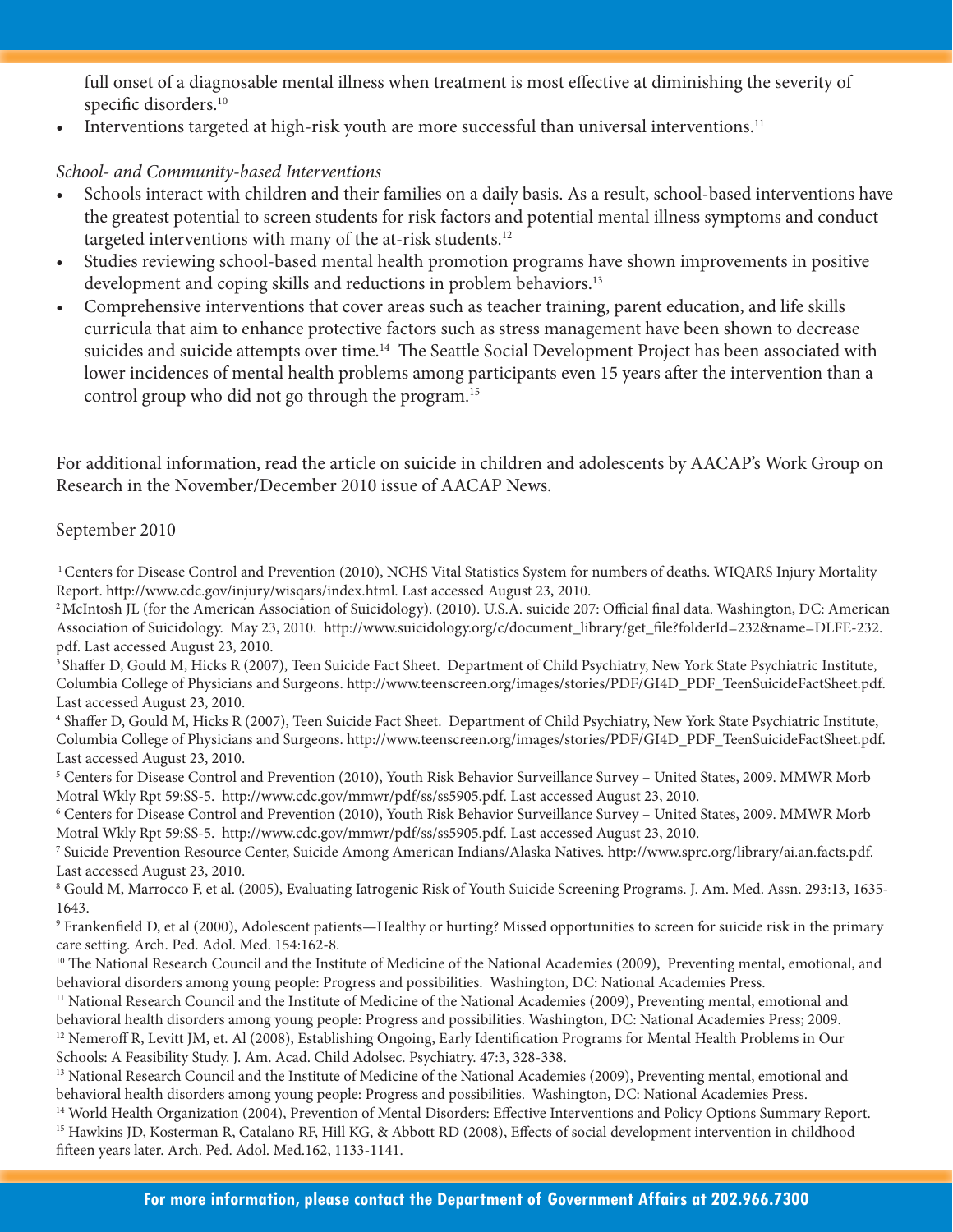full onset of a diagnosable mental illness when treatment is most effective at diminishing the severity of specific disorders.[10]

- Interventions targeted at high-risk youth are more successful than universal interventions.[11]

*School- and Community-based Interventions*

- Schools interact with children and their families on a daily basis. As a result, school-based interventions have the greatest potential to screen students for risk factors and potential mental illness symptoms and conduct targeted interventions with many of the at-risk students.[12]
- Studies reviewing school-based mental health promotion programs have shown improvements in positive development and coping skills and reductions in problem behaviors.[13]
- Comprehensive interventions that cover areas such as teacher training, parent education, and life skills curricula that aim to enhance protective factors such as stress management have been shown to decrease suicides and suicide attempts over time.[14] The Seattle Social Development Project has been associated with lower incidences of mental health problems among participants even 15 years after the intervention than a control group who did not go through the program.[15]

For additional information, read the article on suicide in children and adolescents by AACAP's Work Group on Research in the November/December 2010 issue of AACAP News.

September 2010

[1] Centers for Disease Control and Prevention (2010), NCHS Vital Statistics System for numbers of deaths. WIQARS Injury Mortality Report. http://www.cdc.gov/injury/wisqars/index.html. Last accessed August 23, 2010.

[2] McIntosh JL (for the American Association of Suicidology). (2010). U.S.A. suicide 207: Official final data. Washington, DC: American Association of Suicidology. May 23, 2010. http://www.suicidology.org/c/document_library/get_file?folderId=232&name=DLFE-232.pdf. Last accessed August 23, 2010.

[3] Shaffer D, Gould M, Hicks R (2007), Teen Suicide Fact Sheet. Department of Child Psychiatry, New York State Psychiatric Institute, Columbia College of Physicians and Surgeons. http://www.teenscreen.org/images/stories/PDF/GI4D_PDF_TeenSuicideFactSheet.pdf. Last accessed August 23, 2010.

[4] Shaffer D, Gould M, Hicks R (2007), Teen Suicide Fact Sheet. Department of Child Psychiatry, New York State Psychiatric Institute, Columbia College of Physicians and Surgeons. http://www.teenscreen.org/images/stories/PDF/GI4D_PDF_TeenSuicideFactSheet.pdf. Last accessed August 23, 2010.

[5] Centers for Disease Control and Prevention (2010), Youth Risk Behavior Surveillance Survey – United States, 2009. MMWR Morb Motral Wkly Rpt 59:SS-5. http://www.cdc.gov/mmwr/pdf/ss/ss5905.pdf. Last accessed August 23, 2010.

[6] Centers for Disease Control and Prevention (2010), Youth Risk Behavior Surveillance Survey – United States, 2009. MMWR Morb Motral Wkly Rpt 59:SS-5. http://www.cdc.gov/mmwr/pdf/ss/ss5905.pdf. Last accessed August 23, 2010.

[7] Suicide Prevention Resource Center, Suicide Among American Indians/Alaska Natives. http://www.sprc.org/library/ai.an.facts.pdf. Last accessed August 23, 2010.

[8] Gould M, Marrocco F, et al. (2005), Evaluating Iatrogenic Risk of Youth Suicide Screening Programs. J. Am. Med. Assn. 293:13, 1635-1643.

[9] Frankenfield D, et al (2000), Adolescent patients—Healthy or hurting? Missed opportunities to screen for suicide risk in the primary care setting. Arch. Ped. Adol. Med. 154:162-8.

[10] The National Research Council and the Institute of Medicine of the National Academies (2009), Preventing mental, emotional, and behavioral disorders among young people: Progress and possibilities. Washington, DC: National Academies Press.

[11] National Research Council and the Institute of Medicine of the National Academies (2009), Preventing mental, emotional and behavioral health disorders among young people: Progress and possibilities. Washington, DC: National Academies Press; 2009.

[12] Nemeroff R, Levitt JM, et. Al (2008), Establishing Ongoing, Early Identification Programs for Mental Health Problems in Our Schools: A Feasibility Study. J. Am. Acad. Child Adolsec. Psychiatry. 47:3, 328-338.

[13] National Research Council and the Institute of Medicine of the National Academies (2009), Preventing mental, emotional and behavioral health disorders among young people: Progress and possibilities. Washington, DC: National Academies Press.

[14] World Health Organization (2004), Prevention of Mental Disorders: Effective Interventions and Policy Options Summary Report.

[15] Hawkins JD, Kosterman R, Catalano RF, Hill KG, & Abbott RD (2008), Effects of social development intervention in childhood fifteen years later. Arch. Ped. Adol. Med.162, 1133-1141.

**For more information, please contact the Department of Government Affairs at 202.966.7300**